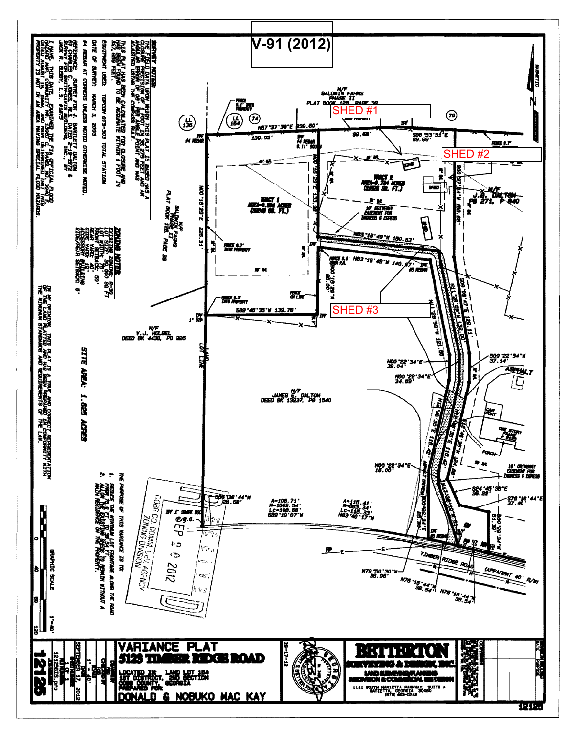# V-91 (2012)

SHED #1

SHED #2

SHED #3

**SURVEY NOTES:**

THE FIELD DATA UPON WHICH THIS PLAT IS BASED HAS A CLOSURE PRECISION OF ONE FOOT IN 36,275 FEET AND AN ANGULAR ERROR OF 02" PER ANGLE POINT AND WAS ADJUSTED USING THE COMPASS RULE.

THIS PLAT HAS BEEN CALCULATED FOR CLOSURE AND HAS BEEN FOUND TO BE ACCURATE WITHIN 1 FOOT IN 387,659 FEET.

EQUIPMENT USED: TOPCON GTS-303 TOTAL STATION

DATE OF SURVEY: MARCH 3, 2003

#4 REBAR AT CORNERS UNLESS NOTED OTHERWISE NOTED.

REFERENCE: SURVEY FOR J. BARTLETT DALTON BY CHARLES C. JONES, R.L.S. DATED 2-19-1976 & SURVEY FOR SMITH-DAVIS BUILDERS, INC., BY JACK R. BUSBY, L.S. #1675

I HAVE, THIS DATE, EXAMINED THE FIA OFFICIAL FLOOD HAZARD MAP COMMUNITY NO. 13067C, PANEL NO. 0087 DATED AUGUST 18, 1992 AND HAVE DETERMINED THAT THIS PROPERTY IS NOT IN AN AREA HAVING SPECIAL FLOOD HAZARDS.

**ZONING NOTES:**

EXISTING ZONING: R-30
LOT SIZE: 30,000 SQ FT
LOT WIDTH: 75'
FRONT SETBACK: 50'
REAR YARD: 40'
SIDE YARD: 12'
ACCESSORY BUILDING SIDE/REAR SETBACK: 5'

**SITE AREA: 1.625 ACRES**

IN MY OPINION, THIS PLAT IS A TRUE AND CORRECT REPRESENTATION OF THE LAND PLATTED AND HAS BEEN PREPARED IN CONFORMITY WITH THE MINIMUM STANDARDS AND REQUIREMENTS OF THE LAW.

THE PURPOSE OF THIS VARIANCE IS TO:

1. REDUCE THE MINIMUM LOT FRONTAGE ALONG THE ROAD FROM 75.0 FT. TO 38.54 FT.
2. ALLOW THE EXISTING SHEDS TO REMAIN WITHOUT A MAIN RESIDENCE ON THE PROPERTY.

N/F BALDWIN FARMS PHASE II PLAT BOOK 128, PAGE 39

N/F BALDWIN FARMS PHASE II PLAT BOOK 128, PAGE 39

N/F J.B. DALTON PB 271, P 840

N/F V.J. HOLBEL DEED BK 4436, PG 226

N/F JAMES E. DALTON DEED BK 13237, PG 1540

TRACT 1 AREA=0.891 ACRES (38840 SQ. FT.)

TRACT 2 AREA=0.734 ACRES (31968 SQ. FT.)

10' DRIVEWAY EASEMENT FOR INGRESS & EGRESS

N87°37'39"E 239.60'
139.92'
99.68'
S88°53'51"E 69.99'
S00°27'24"W 159.65'
N00°16'29"E 226.31'
N00°16'29"E 135.00'
N83°18'49"W 150.53'
N83°18'49"W 140.67'
S89°46'35"W 139.78'
S00°16'29"W 85.00'
N11°28'59"W 132.00'
N11°28'59"W 121.65'
S09°09'47"E 122.11'
S00°22'34"W 37.14'
N00°22'34"E 32.04'
N00°22'34"E 34.59'
N00°22'34"E 18.00'
S24°45'38"E 38.22'
S76°16'44"E 37.40'
S00°22'34"W 51.90'
S88°38'44"W 28.58'
A=109.71' R=1002.54' Lc=109.66' S89°10'07"W
A=115.41' R=983.34' Lc=115.33' N83°40'17"W
N79°50'30"W 36.96'
N76°16'44"W 38.54'
N76°16'44"W 38.54'

TIMBER RIDGE ROAD (APPARENT 40' R/W)

ONE STORY FRAME # 5135
CAR PORT
PORCH
ASPHALT
18' DRIVEWAY EASEMENT FOR INGRESS & EGRESS

COBB CO. COMM. DEV. AGENCY ZONING DIVISION
SEP 20 2012

GRAPHIC SCALE 1"=40'

**VARIANCE PLAT**
**5123 TIMBER RIDGE ROAD**

LOCATED IN: LAND LOT 184, 1ST DISTRICT, 2ND SECTION, COBB COUNTY, GEORGIA

PREPARED FOR: **DONALD & NOBUKO MAC KAY**

**BETTERTON SURVEYING & DESIGN, INC.**
LAND SURVEYING/PLANNING
SUBDIVISION & COMMERCIAL SITE DESIGN
1111 SOUTH MARIETTA PARKWAY, SUITE A
MARIETTA, GEORGIA 30060
(678) 483-0242

09-17-12

SEPTEMBER 17, 2012
SCALE 1" = 40'
12125

**12125**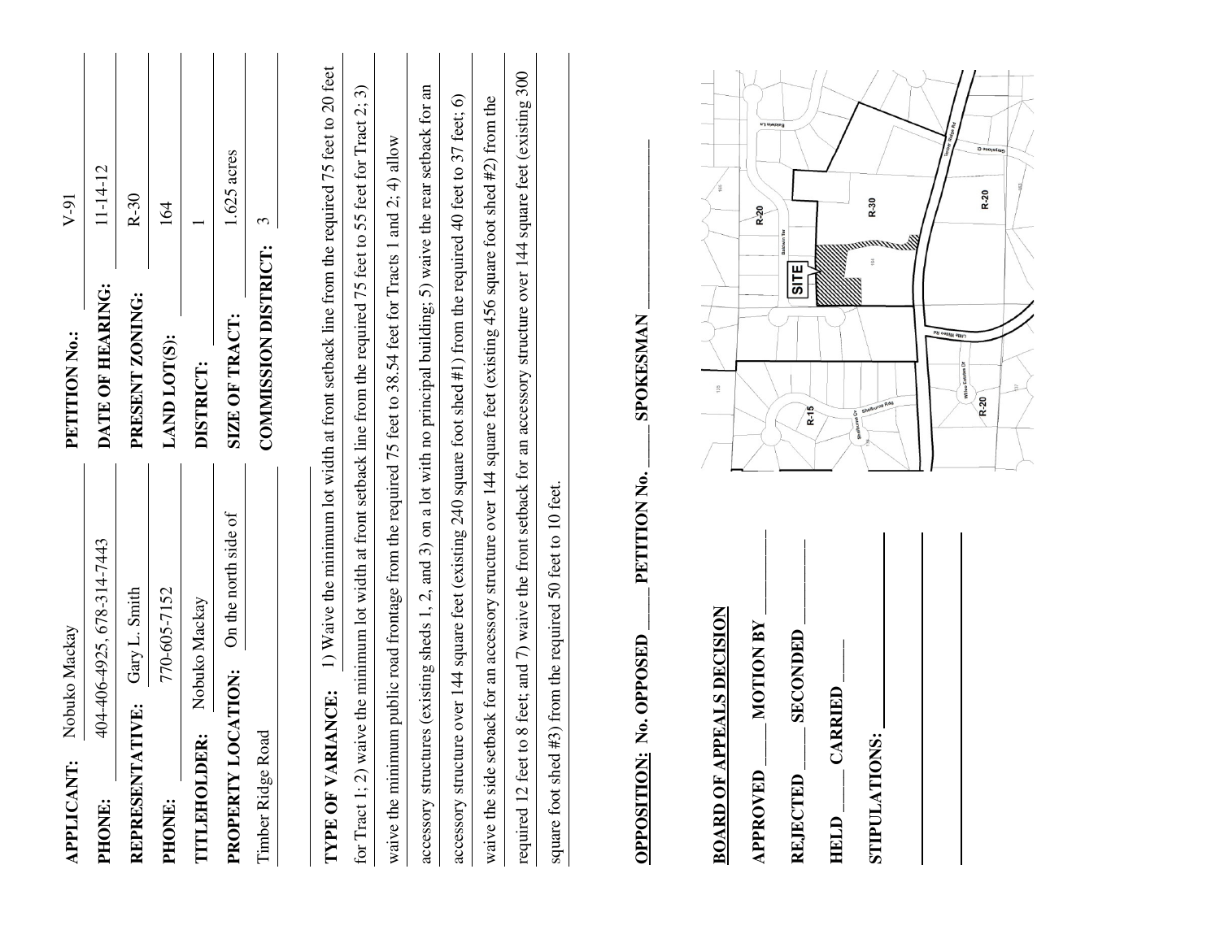| | | | |
|---|---|---|---|
| **APPLICANT:** | Nobuko Mackay | **PETITION No.:** | V-91 |
| **PHONE:** | 404-406-4925, 678-314-7443 | **DATE OF HEARING:** | 11-14-12 |
| **REPRESENTATIVE:** | Gary L. Smith | **PRESENT ZONING:** | R-30 |
| **PHONE:** | 770-605-7152 | **LAND LOT(S):** | 164 |
| **TITLEHOLDER:** | Nobuko Mackay | **DISTRICT:** | 1 |
| **PROPERTY LOCATION:** | On the north side of Timber Ridge Road | **SIZE OF TRACT:** | 1.625 acres |
| | | **COMMISSION DISTRICT:** | 3 |

**TYPE OF VARIANCE:** 1) Waive the minimum lot width at front setback line from the required 75 feet to 20 feet for Tract 1; 2) waive the minimum lot width at front setback line from the required 75 feet to 55 feet for Tract 2; 3) waive the minimum public road frontage from the required 75 feet to 38.54 feet for Tracts 1 and 2; 4) allow accessory structures (existing sheds 1, 2, and 3) on a lot with no principal building; 5) waive the rear setback for an accessory structure over 144 square feet (existing 240 square foot shed #1) from the required 40 feet to 37 feet; 6) waive the side setback for an accessory structure over 144 square feet (existing 456 square foot shed #2) from the required 12 feet to 8 feet; and 7) waive the front setback for an accessory structure over 144 square feet (existing 300 square foot shed #3) from the required 50 feet to 10 feet.

**OPPOSITION:** No. OPPOSED ____ PETITION No. ____ SPOKESMAN ____

**BOARD OF APPEALS DECISION**

**APPROVED** ____ **MOTION BY** ____

**REJECTED** ____ **SECONDED** ____

**HELD** ____ **CARRIED** ____

**STIPULATIONS:** ____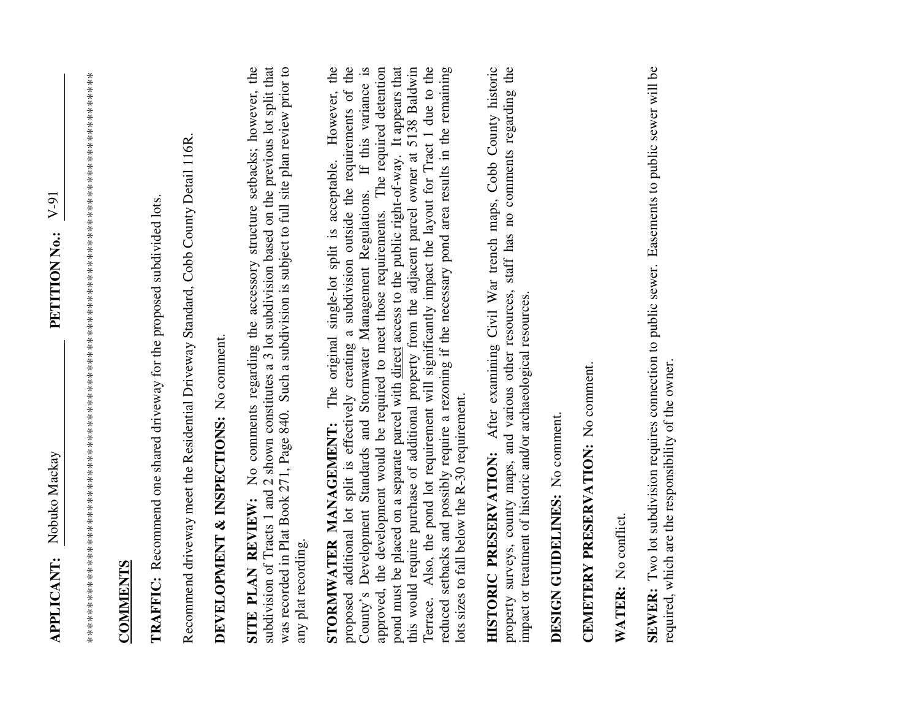**APPLICANT:** Nobuko Mackay **PETITION No.:** V-91

***************************************************************************************

**COMMENTS**

**TRAFFIC:** Recommend one shared driveway for the proposed subdivided lots.

Recommend driveway meet the Residential Driveway Standard, Cobb County Detail 116R.

**DEVELOPMENT & INSPECTIONS:** No comment.

**SITE PLAN REVIEW:** No comments regarding the accessory structure setbacks; however, the subdivision of Tracts 1 and 2 shown constitutes a 3 lot subdivision based on the previous lot split that was recorded in Plat Book 271, Page 840. Such a subdivision is subject to full site plan review prior to any plat recording.

**STORMWATER MANAGEMENT:** The original single-lot split is acceptable. However, the proposed additional lot split is effectively creating a subdivision outside the requirements of the County's Development Standards and Stormwater Management Regulations. If this variance is approved, the development would be required to meet those requirements. The required detention pond must be placed on a separate parcel with direct access to the public right-of-way. It appears that this would require purchase of additional property from the adjacent parcel owner at 5138 Baldwin Terrace. Also, the pond lot requirement will significantly impact the layout for Tract 1 due to the reduced setbacks and possibly require a rezoning if the necessary pond area results in the remaining lots sizes to fall below the R-30 requirement.

**HISTORIC PRESERVATION:** After examining Civil War trench maps, Cobb County historic property surveys, county maps, and various other resources, staff has no comments regarding the impact or treatment of historic and/or archaeological resources.

**DESIGN GUIDELINES:** No comment.

**CEMETERY PRESERVATION:** No comment.

**WATER:** No conflict.

**SEWER:** Two lot subdivision requires connection to public sewer. Easements to public sewer will be required, which are the responsibility of the owner.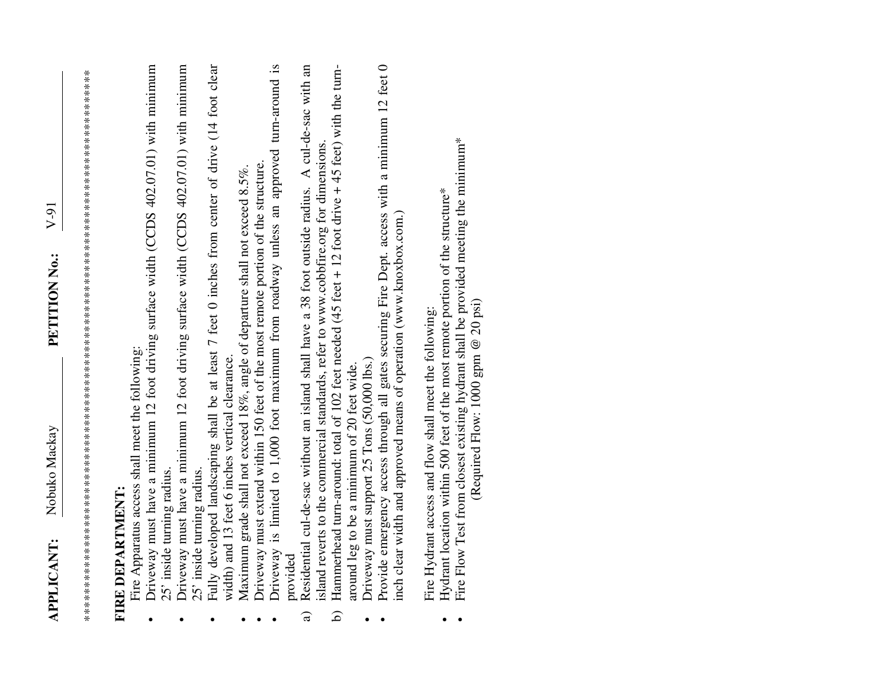**APPLICANT:** Nobuko Mackay **PETITION No.:** V-91

*****************************************************************************

**FIRE DEPARTMENT:**

Fire Apparatus access shall meet the following:

- Driveway must have a minimum 12 foot driving surface width (CCDS 402.07.01) with minimum 25' inside turning radius.
- Driveway must have a minimum 12 foot driving surface width (CCDS 402.07.01) with minimum 25' inside turning radius.
- Fully developed landscaping shall be at least 7 feet 0 inches from center of drive (14 foot clear width) and 13 feet 6 inches vertical clearance.
- Maximum grade shall not exceed 18%, angle of departure shall not exceed 8.5%.
- Driveway must extend within 150 feet of the most remote portion of the structure.
- Driveway is limited to 1,000 foot maximum from roadway unless an approved turn-around is provided

a) Residential cul-de-sac without an island shall have a 38 foot outside radius. A cul-de-sac with an island reverts to the commercial standards, refer to www.cobbfire.org for dimensions.

b) Hammerhead turn-around: total of 102 feet needed (45 feet + 12 foot drive + 45 feet) with the turn-around leg to be a minimum of 20 feet wide.

- Driveway must support 25 Tons (50,000 lbs.)
- Provide emergency access through all gates securing Fire Dept. access with a minimum 12 feet 0 inch clear width and approved means of operation (www.knoxbox.com.)

Fire Hydrant access and flow shall meet the following:

- Hydrant location within 500 feet of the most remote portion of the structure*
- Fire Flow Test from closest existing hydrant shall be provided meeting the minimum*
  (Required Flow: 1000 gpm @ 20 psi)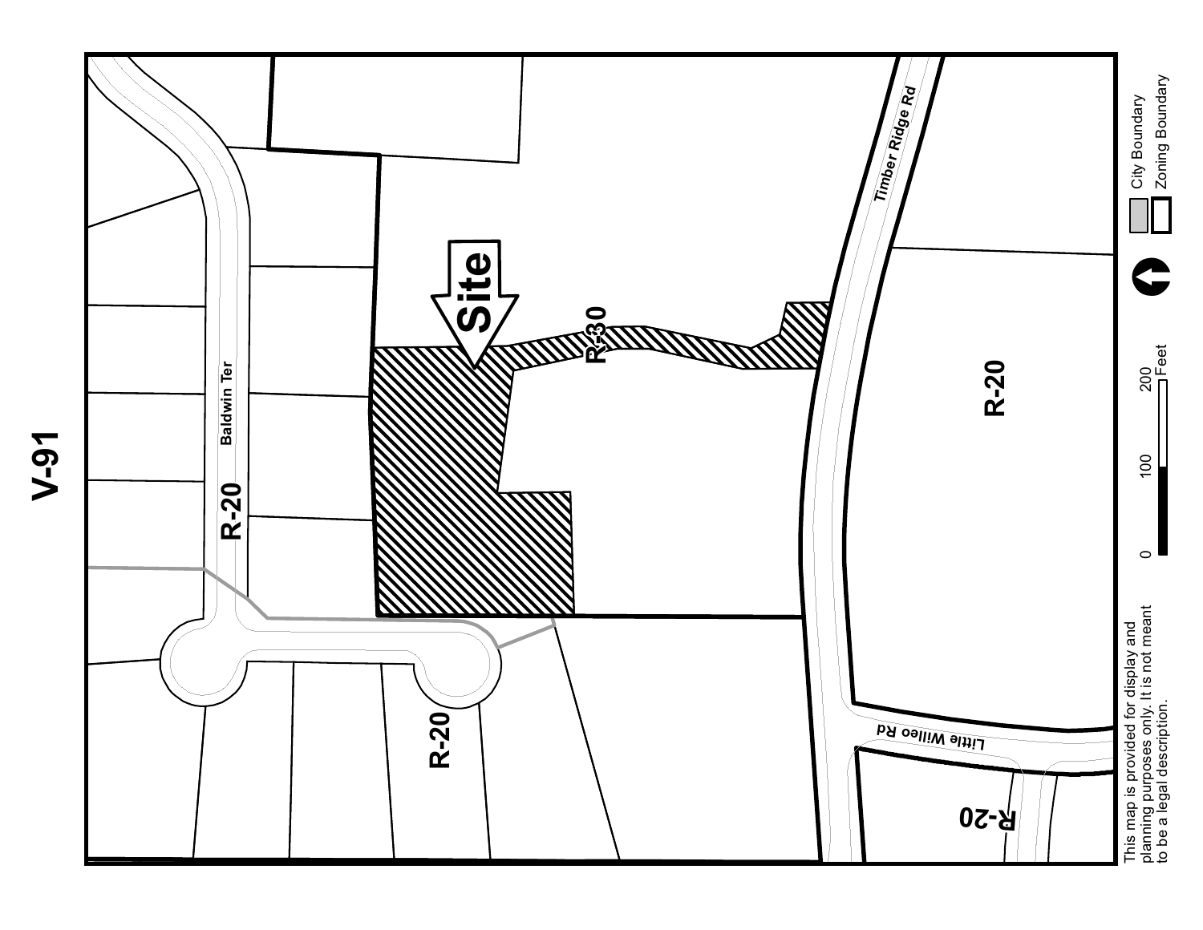# V-91

Site

R-30

R-20

R-20

R-20

R-20

Baldwin Ter

Timber Ridge Rd

Little Willeo Rd

0 100 200 Feet

City Boundary

Zoning Boundary

This map is provided for display and planning purposes only. It is not meant to be a legal description.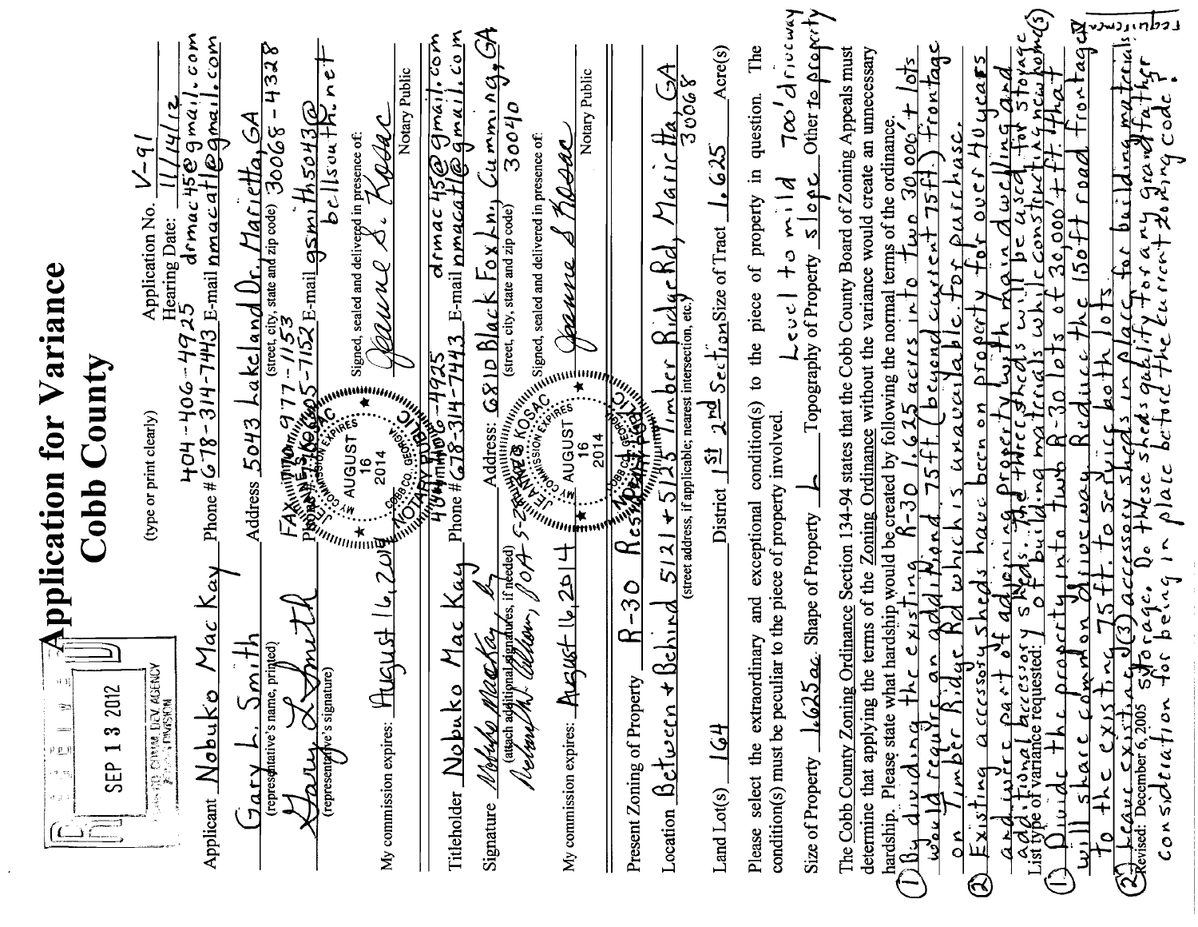# Application for Variance
## Cobb County

RECEIVED SEP 13 2012 COBB CO. COMM. DEV. AGENCY ZONING DIVISION

Application No. V-91
Hearing Date: 11/14/12

(type or print clearly)

Applicant Nobuko MacKay Phone # 404-406-4925 / 678-314-7443 E-mail drmac45@gmail.com / nmacat1@gmail.com

Gary L. Smith Address 5043 Lakeland Dr. Marietta, GA
(representative's name, printed) (street, city, state and zip code) 30068-4328

Gary L. Smith FAX 770-977-1153 Phone # 770-565-7152 E-mail gsmith5043@bellsouth.net
(representative's signature)

Signed, sealed and delivered in presence of: Jeanne S. Kosac
Notary Public

My commission expires: August 16, 2014

Titleholder Nobuko MacKay Phone # 404-406-4925 / 678-314-7443 E-mail drmac45@gmail.com / nmacat1@gmail.com

Signature Nobuko MacKay by Address: 6810 Black Fox Ln, Cumming, GA 30040
(attach additional signatures, if needed) (street, city, state and zip code)

Signed, sealed and delivered in presence of: Jeanne S Kosac
Notary Public

My commission expires: August 16, 2014

Present Zoning of Property R-30 Residential

Location Between + Behind 5121 + 5125 Timber Ridge Rd, Marietta, GA 30068
(street address, if applicable; nearest intersection, etc.)

Land Lot(s) 164 District 1st 2nd Section Size of Tract 1.625 Acre(s)

Please select the extraordinary and exceptional condition(s) to the piece of property in question. The condition(s) must be peculiar to the piece of property involved.

Size of Property 1.625 ac. Shape of Property L Topography of Property Level to mild slope 700' driveway Other to property

The Cobb County Zoning Ordinance Section 134-94 states that the Cobb County Board of Zoning Appeals must determine that applying the terms of the Zoning Ordinance without the variance would create an unnecessary hardship. Please state what hardship would be created by following the normal terms of the ordinance.

① By dividing the existing R-30 1.625 acres into two 30,000' + lots would require an additional 75 ft (beyond current 75 ft) frontage on Timber Ridge Rd which is unavailable for purchase.

② Existing accessory sheds have been on property for over 40 years and were part of adjoining property with main dwelling and additional accessory sheds. The three sheds will be used for storage of building materials while constructing new home(s)

List type of variance requested:

① Divide the property into two R-30 lots of 30,000' + ft that will share common driveway. Reduce the 150 ft road frontage requirement to the existing 75 ft. to service both lots.

② Leave existing (3) accessory sheds in place for building materials storage. Do these sheds qualify for any grandfather consideration for being in place before the current zoning code?

Revised: December 6, 2005